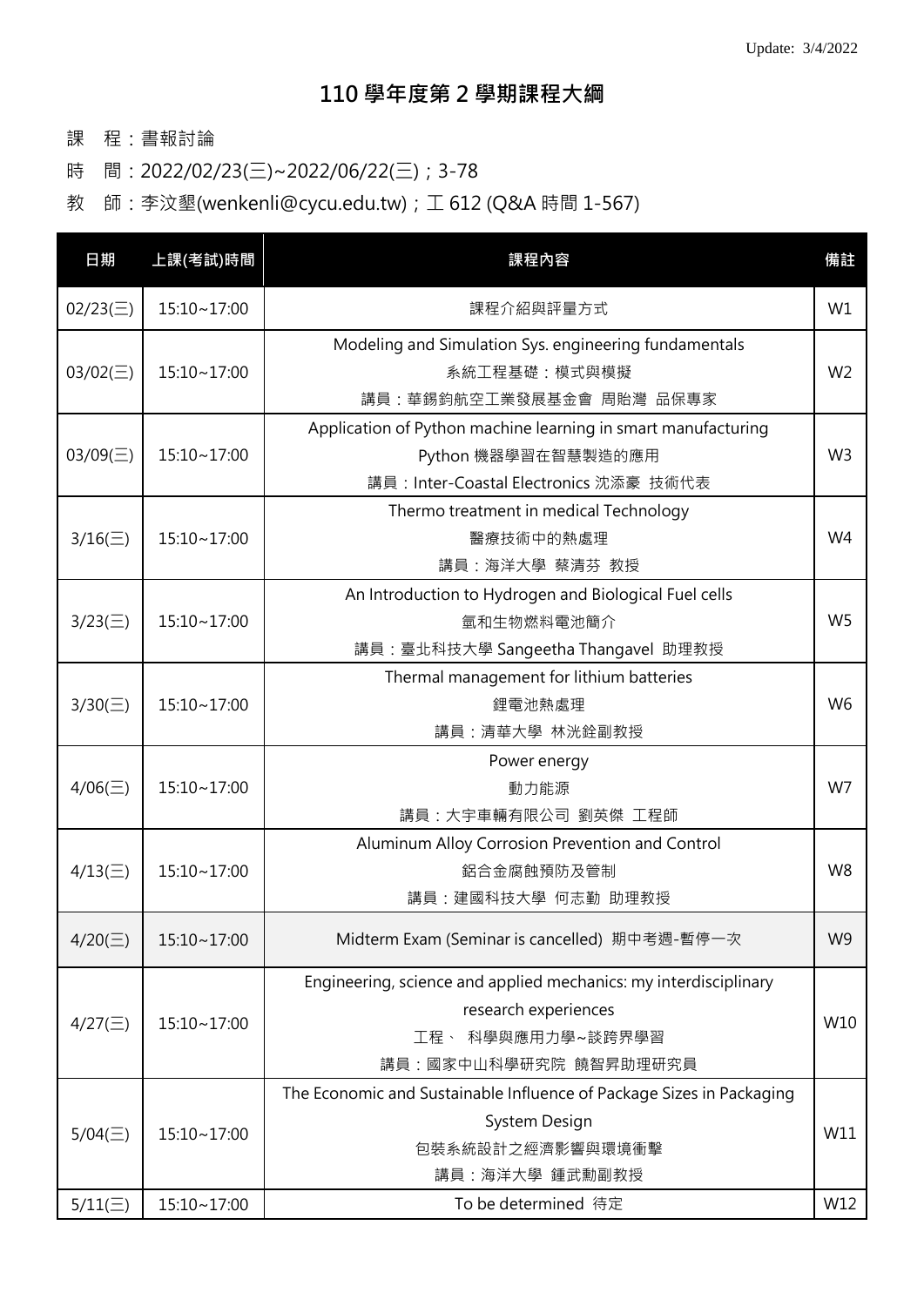Update: 3/4/2022

# 110 學年度第 2 學期課程大綱

課　程：書報討論

時　間：2022/02/23(三)~2022/06/22(三)；3-78

教　師：李汶墾(wenkenli@cycu.edu.tw)；工 612 (Q&A 時間 1-567)

| 日期 | 上課(考試)時間 | 課程內容 | 備註 |
|---|---|---|---|
| 02/23(三) | 15:10~17:00 | 課程介紹與評量方式 | W1 |
| 03/02(三) | 15:10~17:00 | Modeling and Simulation Sys. engineering fundamentals<br>系統工程基礎：模式與模擬<br>講員：華錫鈞航空工業發展基金會 周貽瀠 品保專家 | W2 |
| 03/09(三) | 15:10~17:00 | Application of Python machine learning in smart manufacturing<br>Python 機器學習在智慧製造的應用<br>講員：Inter-Coastal Electronics 沈添豪 技術代表 | W3 |
| 3/16(三) | 15:10~17:00 | Thermo treatment in medical Technology<br>醫療技術中的熱處理<br>講員：海洋大學 蔡清芬 教授 | W4 |
| 3/23(三) | 15:10~17:00 | An Introduction to Hydrogen and Biological Fuel cells<br>氫和生物燃料電池簡介<br>講員：臺北科技大學 Sangeetha Thangavel 助理教授 | W5 |
| 3/30(三) | 15:10~17:00 | Thermal management for lithium batteries<br>鋰電池熱處理<br>講員：清華大學 林洸銓副教授 | W6 |
| 4/06(三) | 15:10~17:00 | Power energy<br>動力能源<br>講員：大宇車輛有限公司 劉英傑 工程師 | W7 |
| 4/13(三) | 15:10~17:00 | Aluminum Alloy Corrosion Prevention and Control<br>鋁合金腐蝕預防及管制<br>講員：建國科技大學 何志勤 助理教授 | W8 |
| 4/20(三) | 15:10~17:00 | Midterm Exam (Seminar is cancelled) 期中考週-暫停一次 | W9 |
| 4/27(三) | 15:10~17:00 | Engineering, science and applied mechanics: my interdisciplinary research experiences<br>工程、 科學與應用力學~談跨界學習<br>講員：國家中山科學研究院 饒智昇助理研究員 | W10 |
| 5/04(三) | 15:10~17:00 | The Economic and Sustainable Influence of Package Sizes in Packaging System Design<br>包裝系統設計之經濟影響與環境衝擊<br>講員：海洋大學 鍾武勳副教授 | W11 |
| 5/11(三) | 15:10~17:00 | To be determined 待定 | W12 |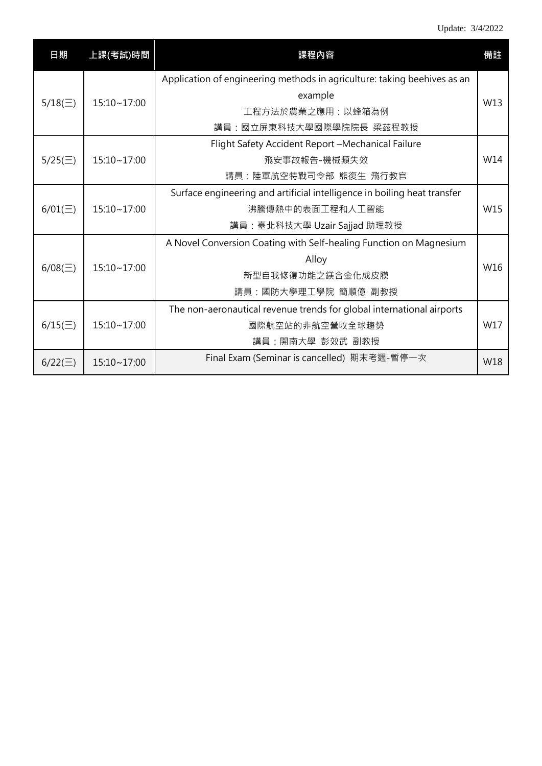Update: 3/4/2022

| 日期 | 上課(考試)時間 | 課程內容 | 備註 |
| --- | --- | --- | --- |
| 5/18(三) | 15:10~17:00 | Application of engineering methods in agriculture: taking beehives as an example<br>工程方法於農業之應用：以蜂箱為例<br>講員：國立屏東科技大學國際學院院長 梁茲程教授 | W13 |
| 5/25(三) | 15:10~17:00 | Flight Safety Accident Report –Mechanical Failure<br>飛安事故報告-機械類失效<br>講員：陸軍航空特戰司令部 熊復生 飛行教官 | W14 |
| 6/01(三) | 15:10~17:00 | Surface engineering and artificial intelligence in boiling heat transfer<br>沸騰傳熱中的表面工程和人工智能<br>講員：臺北科技大學 Uzair Sajjad 助理教授 | W15 |
| 6/08(三) | 15:10~17:00 | A Novel Conversion Coating with Self-healing Function on Magnesium Alloy<br>新型自我修復功能之鎂合金化成皮膜<br>講員：國防大學理工學院 簡順億 副教授 | W16 |
| 6/15(三) | 15:10~17:00 | The non-aeronautical revenue trends for global international airports<br>國際航空站的非航空營收全球趨勢<br>講員：開南大學 彭效武 副教授 | W17 |
| 6/22(三) | 15:10~17:00 | Final Exam (Seminar is cancelled) 期末考週-暫停一次 | W18 |